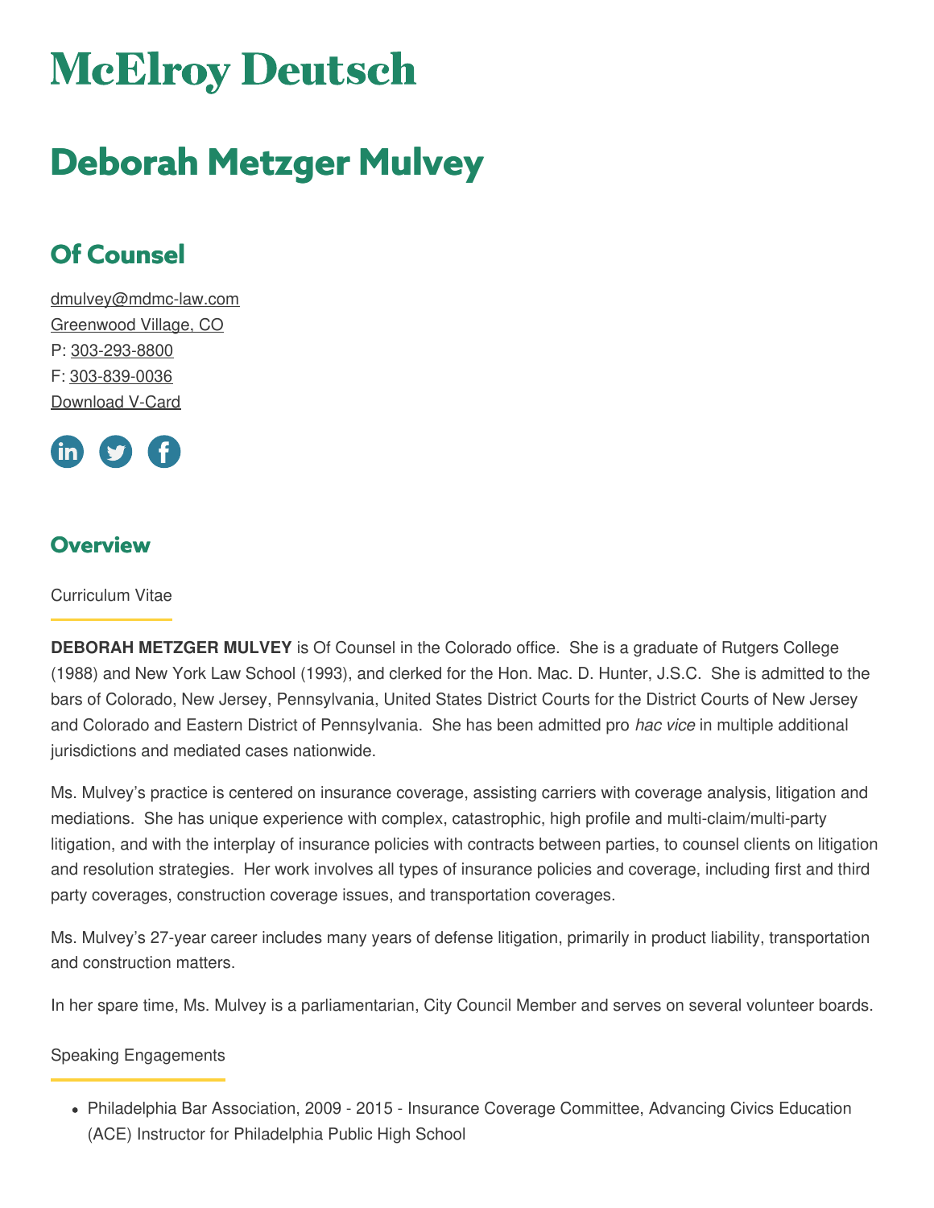# McElroy Deutsch

# Deborah Metzger Mulvey

## Of Counsel

dmulvey@mdmc-law.com
Greenwood Village, CO
P: 303-293-8800
F: 303-839-0036
Download V-Card

### Overview

Curriculum Vitae

**DEBORAH METZGER MULVEY** is Of Counsel in the Colorado office. She is a graduate of Rutgers College (1988) and New York Law School (1993), and clerked for the Hon. Mac. D. Hunter, J.S.C. She is admitted to the bars of Colorado, New Jersey, Pennsylvania, United States District Courts for the District Courts of New Jersey and Colorado and Eastern District of Pennsylvania. She has been admitted pro *hac vice* in multiple additional jurisdictions and mediated cases nationwide.

Ms. Mulvey's practice is centered on insurance coverage, assisting carriers with coverage analysis, litigation and mediations. She has unique experience with complex, catastrophic, high profile and multi-claim/multi-party litigation, and with the interplay of insurance policies with contracts between parties, to counsel clients on litigation and resolution strategies. Her work involves all types of insurance policies and coverage, including first and third party coverages, construction coverage issues, and transportation coverages.

Ms. Mulvey's 27-year career includes many years of defense litigation, primarily in product liability, transportation and construction matters.

In her spare time, Ms. Mulvey is a parliamentarian, City Council Member and serves on several volunteer boards.

Speaking Engagements

- Philadelphia Bar Association, 2009 - 2015 - Insurance Coverage Committee, Advancing Civics Education (ACE) Instructor for Philadelphia Public High School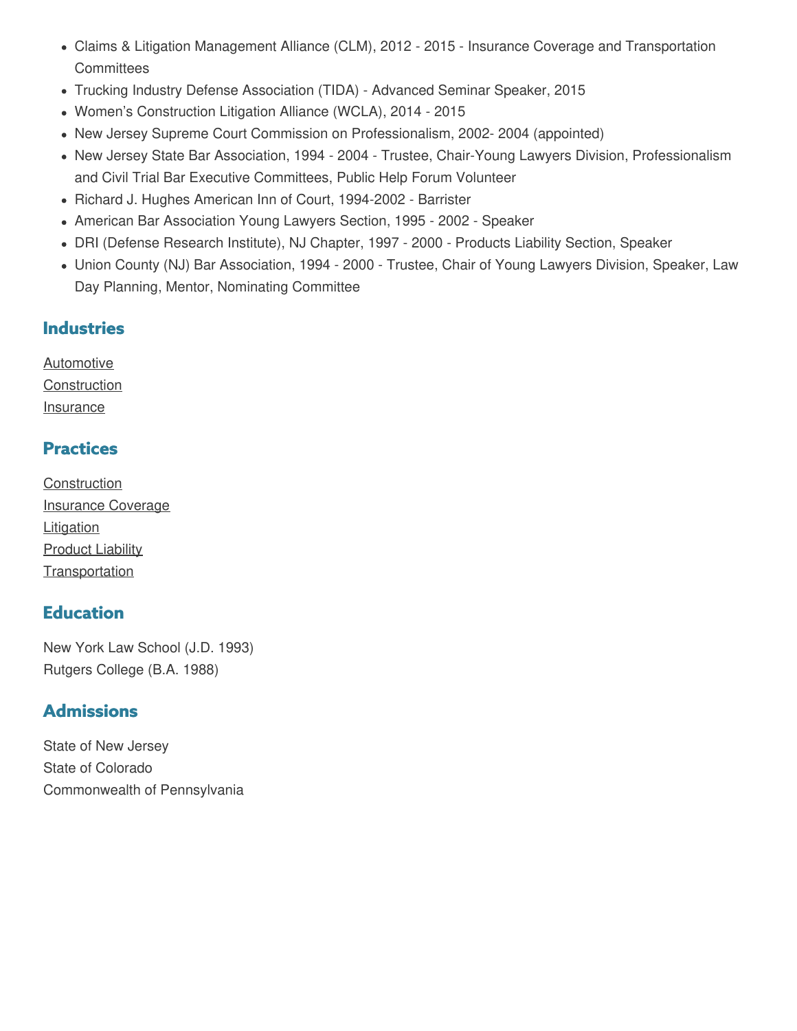- Claims & Litigation Management Alliance (CLM), 2012 - 2015 - Insurance Coverage and Transportation Committees
- Trucking Industry Defense Association (TIDA) - Advanced Seminar Speaker, 2015
- Women's Construction Litigation Alliance (WCLA), 2014 - 2015
- New Jersey Supreme Court Commission on Professionalism, 2002- 2004 (appointed)
- New Jersey State Bar Association, 1994 - 2004 - Trustee, Chair-Young Lawyers Division, Professionalism and Civil Trial Bar Executive Committees, Public Help Forum Volunteer
- Richard J. Hughes American Inn of Court, 1994-2002 - Barrister
- American Bar Association Young Lawyers Section, 1995 - 2002 - Speaker
- DRI (Defense Research Institute), NJ Chapter, 1997 - 2000 - Products Liability Section, Speaker
- Union County (NJ) Bar Association, 1994 - 2000 - Trustee, Chair of Young Lawyers Division, Speaker, Law Day Planning, Mentor, Nominating Committee

## Industries

Automotive
Construction
Insurance

## Practices

Construction
Insurance Coverage
Litigation
Product Liability
Transportation

## Education

New York Law School (J.D. 1993)
Rutgers College (B.A. 1988)

## Admissions

State of New Jersey
State of Colorado
Commonwealth of Pennsylvania